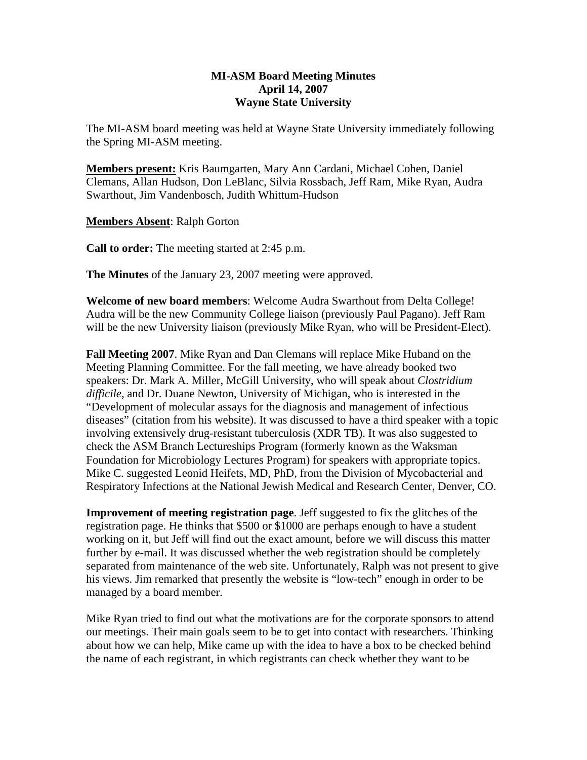# MI-ASM Board Meeting Minutes
## April 14, 2007
## Wayne State University

The MI-ASM board meeting was held at Wayne State University immediately following the Spring MI-ASM meeting.

**Members present:** Kris Baumgarten, Mary Ann Cardani, Michael Cohen, Daniel Clemans, Allan Hudson, Don LeBlanc, Silvia Rossbach, Jeff Ram, Mike Ryan, Audra Swarthout, Jim Vandenbosch, Judith Whittum-Hudson

**Members Absent**: Ralph Gorton

**Call to order:** The meeting started at 2:45 p.m.

**The Minutes** of the January 23, 2007 meeting were approved.

**Welcome of new board members**: Welcome Audra Swarthout from Delta College! Audra will be the new Community College liaison (previously Paul Pagano). Jeff Ram will be the new University liaison (previously Mike Ryan, who will be President-Elect).

**Fall Meeting 2007**. Mike Ryan and Dan Clemans will replace Mike Huband on the Meeting Planning Committee. For the fall meeting, we have already booked two speakers: Dr. Mark A. Miller, McGill University, who will speak about *Clostridium difficile*, and Dr. Duane Newton, University of Michigan, who is interested in the "Development of molecular assays for the diagnosis and management of infectious diseases" (citation from his website). It was discussed to have a third speaker with a topic involving extensively drug-resistant tuberculosis (XDR TB). It was also suggested to check the ASM Branch Lectureships Program (formerly known as the Waksman Foundation for Microbiology Lectures Program) for speakers with appropriate topics. Mike C. suggested Leonid Heifets, MD, PhD, from the Division of Mycobacterial and Respiratory Infections at the National Jewish Medical and Research Center, Denver, CO.

**Improvement of meeting registration page**. Jeff suggested to fix the glitches of the registration page. He thinks that $500 or $1000 are perhaps enough to have a student working on it, but Jeff will find out the exact amount, before we will discuss this matter further by e-mail. It was discussed whether the web registration should be completely separated from maintenance of the web site. Unfortunately, Ralph was not present to give his views. Jim remarked that presently the website is "low-tech" enough in order to be managed by a board member.

Mike Ryan tried to find out what the motivations are for the corporate sponsors to attend our meetings. Their main goals seem to be to get into contact with researchers. Thinking about how we can help, Mike came up with the idea to have a box to be checked behind the name of each registrant, in which registrants can check whether they want to be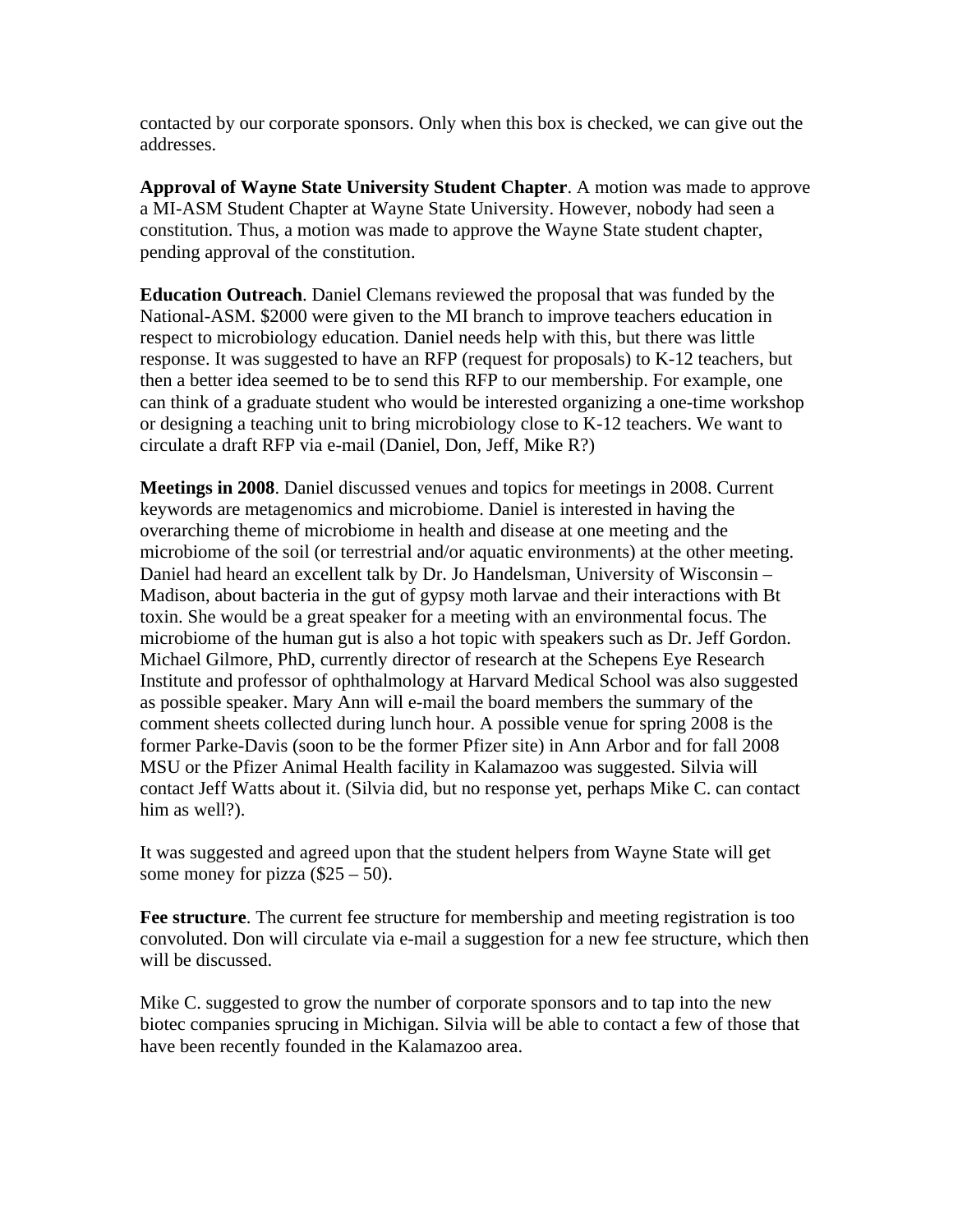contacted by our corporate sponsors. Only when this box is checked, we can give out the addresses.

**Approval of Wayne State University Student Chapter**. A motion was made to approve a MI-ASM Student Chapter at Wayne State University. However, nobody had seen a constitution. Thus, a motion was made to approve the Wayne State student chapter, pending approval of the constitution.

**Education Outreach**. Daniel Clemans reviewed the proposal that was funded by the National-ASM. $2000 were given to the MI branch to improve teachers education in respect to microbiology education. Daniel needs help with this, but there was little response. It was suggested to have an RFP (request for proposals) to K-12 teachers, but then a better idea seemed to be to send this RFP to our membership. For example, one can think of a graduate student who would be interested organizing a one-time workshop or designing a teaching unit to bring microbiology close to K-12 teachers. We want to circulate a draft RFP via e-mail (Daniel, Don, Jeff, Mike R?)

**Meetings in 2008**. Daniel discussed venues and topics for meetings in 2008. Current keywords are metagenomics and microbiome. Daniel is interested in having the overarching theme of microbiome in health and disease at one meeting and the microbiome of the soil (or terrestrial and/or aquatic environments) at the other meeting. Daniel had heard an excellent talk by Dr. Jo Handelsman, University of Wisconsin – Madison, about bacteria in the gut of gypsy moth larvae and their interactions with Bt toxin. She would be a great speaker for a meeting with an environmental focus. The microbiome of the human gut is also a hot topic with speakers such as Dr. Jeff Gordon. Michael Gilmore, PhD, currently director of research at the Schepens Eye Research Institute and professor of ophthalmology at Harvard Medical School was also suggested as possible speaker. Mary Ann will e-mail the board members the summary of the comment sheets collected during lunch hour. A possible venue for spring 2008 is the former Parke-Davis (soon to be the former Pfizer site) in Ann Arbor and for fall 2008 MSU or the Pfizer Animal Health facility in Kalamazoo was suggested. Silvia will contact Jeff Watts about it. (Silvia did, but no response yet, perhaps Mike C. can contact him as well?).

It was suggested and agreed upon that the student helpers from Wayne State will get some money for pizza ($25 – 50).

**Fee structure**. The current fee structure for membership and meeting registration is too convoluted. Don will circulate via e-mail a suggestion for a new fee structure, which then will be discussed.

Mike C. suggested to grow the number of corporate sponsors and to tap into the new biotec companies sprucing in Michigan. Silvia will be able to contact a few of those that have been recently founded in the Kalamazoo area.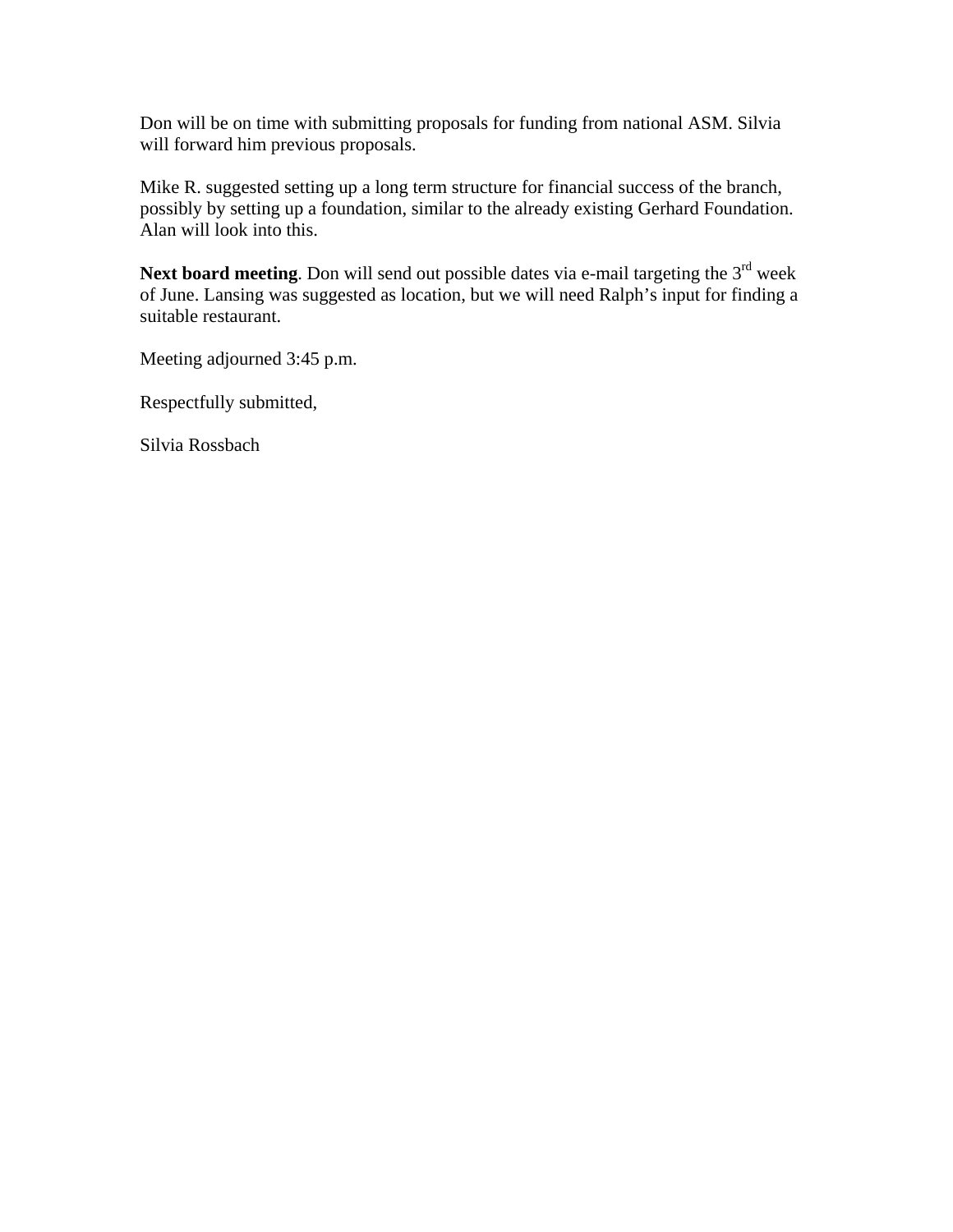Don will be on time with submitting proposals for funding from national ASM. Silvia will forward him previous proposals.

Mike R. suggested setting up a long term structure for financial success of the branch, possibly by setting up a foundation, similar to the already existing Gerhard Foundation. Alan will look into this.

**Next board meeting**. Don will send out possible dates via e-mail targeting the 3rd week of June. Lansing was suggested as location, but we will need Ralph's input for finding a suitable restaurant.

Meeting adjourned 3:45 p.m.

Respectfully submitted,

Silvia Rossbach